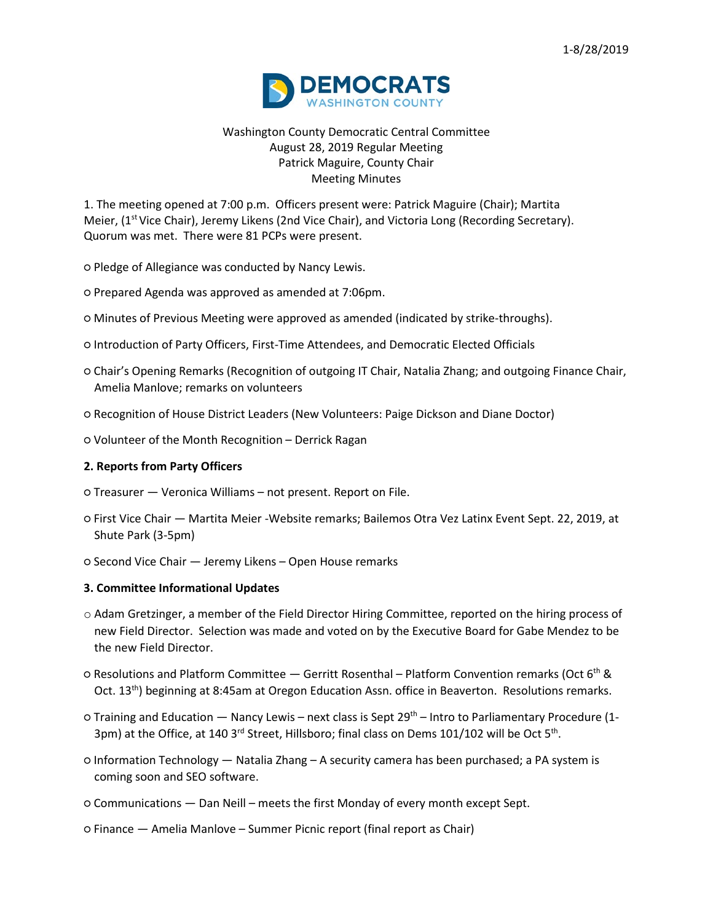Washington County Democratic Central Committee
August 28, 2019 Regular Meeting
Patrick Maguire, County Chair
Meeting Minutes

1. The meeting opened at 7:00 p.m. Officers present were: Patrick Maguire (Chair); Martita Meier, (1st Vice Chair), Jeremy Likens (2nd Vice Chair), and Victoria Long (Recording Secretary). Quorum was met. There were 81 PCPs were present.

- Pledge of Allegiance was conducted by Nancy Lewis.
- Prepared Agenda was approved as amended at 7:06pm.
- Minutes of Previous Meeting were approved as amended (indicated by strike-throughs).
- Introduction of Party Officers, First-Time Attendees, and Democratic Elected Officials
- Chair's Opening Remarks (Recognition of outgoing IT Chair, Natalia Zhang; and outgoing Finance Chair, Amelia Manlove; remarks on volunteers
- Recognition of House District Leaders (New Volunteers: Paige Dickson and Diane Doctor)
- Volunteer of the Month Recognition – Derrick Ragan

**2. Reports from Party Officers**

- Treasurer — Veronica Williams – not present. Report on File.
- First Vice Chair — Martita Meier -Website remarks; Bailemos Otra Vez Latinx Event Sept. 22, 2019, at Shute Park (3-5pm)
- Second Vice Chair — Jeremy Likens – Open House remarks

**3. Committee Informational Updates**

- Adam Gretzinger, a member of the Field Director Hiring Committee, reported on the hiring process of new Field Director. Selection was made and voted on by the Executive Board for Gabe Mendez to be the new Field Director.
- Resolutions and Platform Committee — Gerritt Rosenthal – Platform Convention remarks (Oct 6th & Oct. 13th) beginning at 8:45am at Oregon Education Assn. office in Beaverton. Resolutions remarks.
- Training and Education — Nancy Lewis – next class is Sept 29th – Intro to Parliamentary Procedure (1-3pm) at the Office, at 140 3rd Street, Hillsboro; final class on Dems 101/102 will be Oct 5th.
- Information Technology — Natalia Zhang – A security camera has been purchased; a PA system is coming soon and SEO software.
- Communications — Dan Neill – meets the first Monday of every month except Sept.
- Finance — Amelia Manlove – Summer Picnic report (final report as Chair)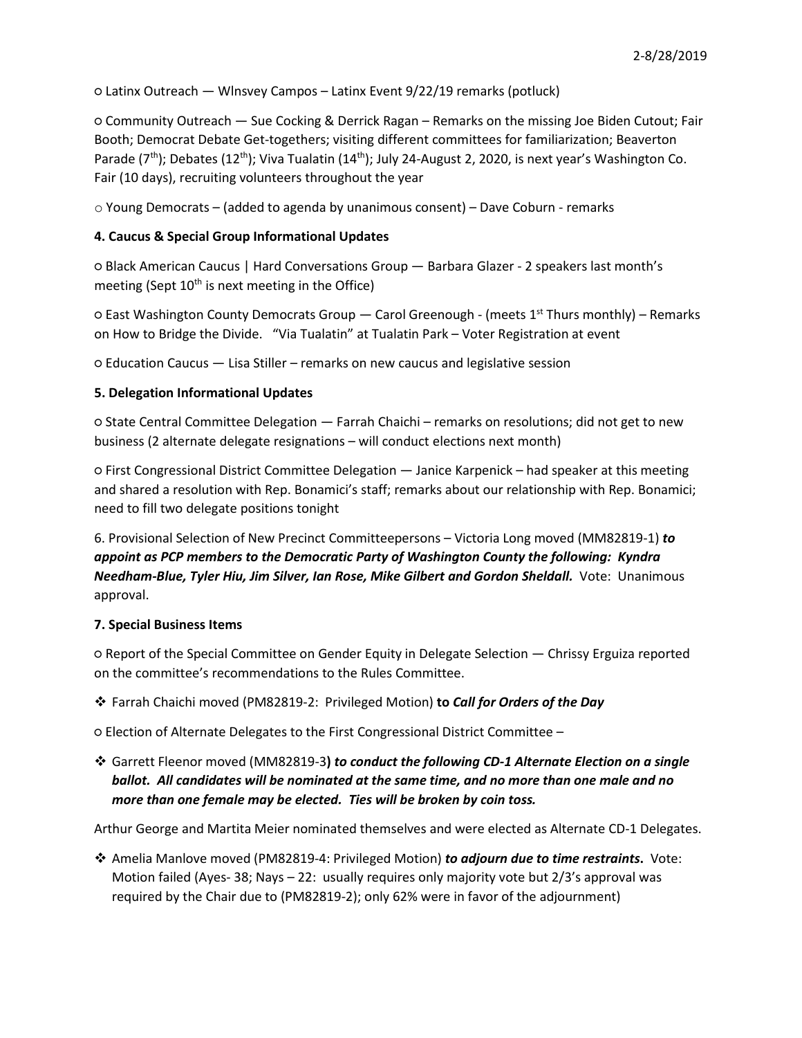○ Latinx Outreach — Wlnsvey Campos – Latinx Event 9/22/19 remarks (potluck)

○ Community Outreach — Sue Cocking & Derrick Ragan – Remarks on the missing Joe Biden Cutout; Fair Booth; Democrat Debate Get-togethers; visiting different committees for familiarization; Beaverton Parade (7th); Debates (12th); Viva Tualatin (14th); July 24-August 2, 2020, is next year's Washington Co. Fair (10 days), recruiting volunteers throughout the year

○ Young Democrats – (added to agenda by unanimous consent) – Dave Coburn - remarks

**4. Caucus & Special Group Informational Updates**

○ Black American Caucus | Hard Conversations Group — Barbara Glazer - 2 speakers last month's meeting (Sept 10th is next meeting in the Office)

○ East Washington County Democrats Group — Carol Greenough - (meets 1st Thurs monthly) – Remarks on How to Bridge the Divide. "Via Tualatin" at Tualatin Park – Voter Registration at event

○ Education Caucus — Lisa Stiller – remarks on new caucus and legislative session

**5. Delegation Informational Updates**

○ State Central Committee Delegation — Farrah Chaichi – remarks on resolutions; did not get to new business (2 alternate delegate resignations – will conduct elections next month)

○ First Congressional District Committee Delegation — Janice Karpenick – had speaker at this meeting and shared a resolution with Rep. Bonamici's staff; remarks about our relationship with Rep. Bonamici; need to fill two delegate positions tonight

6. Provisional Selection of New Precinct Committeepersons – Victoria Long moved (MM82819-1) ***to appoint as PCP members to the Democratic Party of Washington County the following: Kyndra Needham-Blue, Tyler Hiu, Jim Silver, Ian Rose, Mike Gilbert and Gordon Sheldall.*** Vote: Unanimous approval.

**7. Special Business Items**

○ Report of the Special Committee on Gender Equity in Delegate Selection — Chrissy Erguiza reported on the committee's recommendations to the Rules Committee.

- Farrah Chaichi moved (PM82819-2: Privileged Motion) **to *Call for Orders of the Day***

○ Election of Alternate Delegates to the First Congressional District Committee –

- Garrett Fleenor moved (MM82819-3**)** ***to conduct the following CD-1 Alternate Election on a single ballot. All candidates will be nominated at the same time, and no more than one male and no more than one female may be elected. Ties will be broken by coin toss.***

Arthur George and Martita Meier nominated themselves and were elected as Alternate CD-1 Delegates.

- Amelia Manlove moved (PM82819-4: Privileged Motion) ***to adjourn due to time restraints*.** Vote: Motion failed (Ayes- 38; Nays – 22: usually requires only majority vote but 2/3's approval was required by the Chair due to (PM82819-2); only 62% were in favor of the adjournment)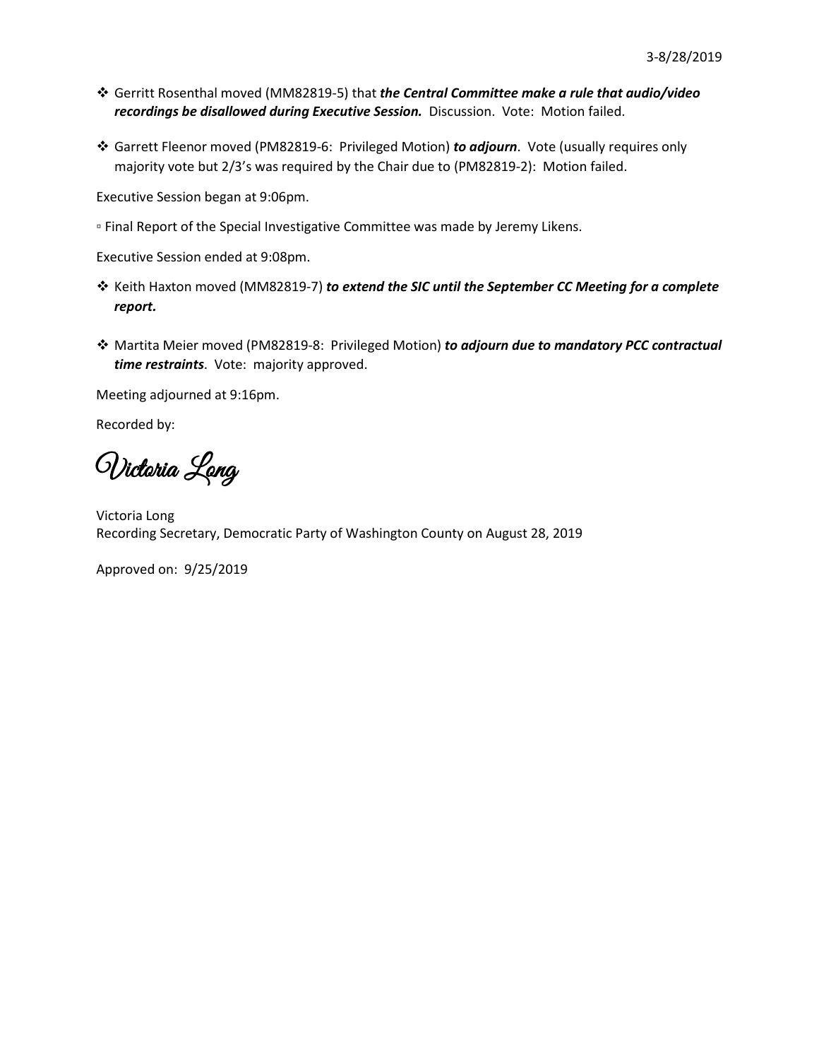- Gerritt Rosenthal moved (MM82819-5) that ***the Central Committee make a rule that audio/video recordings be disallowed during Executive Session.*** Discussion. Vote: Motion failed.

- Garrett Fleenor moved (PM82819-6: Privileged Motion) ***to adjourn***. Vote (usually requires only majority vote but 2/3's was required by the Chair due to (PM82819-2): Motion failed.

Executive Session began at 9:06pm.

- Final Report of the Special Investigative Committee was made by Jeremy Likens.

Executive Session ended at 9:08pm.

- Keith Haxton moved (MM82819-7) ***to extend the SIC until the September CC Meeting for a complete report.***

- Martita Meier moved (PM82819-8: Privileged Motion) ***to adjourn due to mandatory PCC contractual time restraints***. Vote: majority approved.

Meeting adjourned at 9:16pm.

Recorded by:

Victoria Long

Victoria Long
Recording Secretary, Democratic Party of Washington County on August 28, 2019

Approved on: 9/25/2019